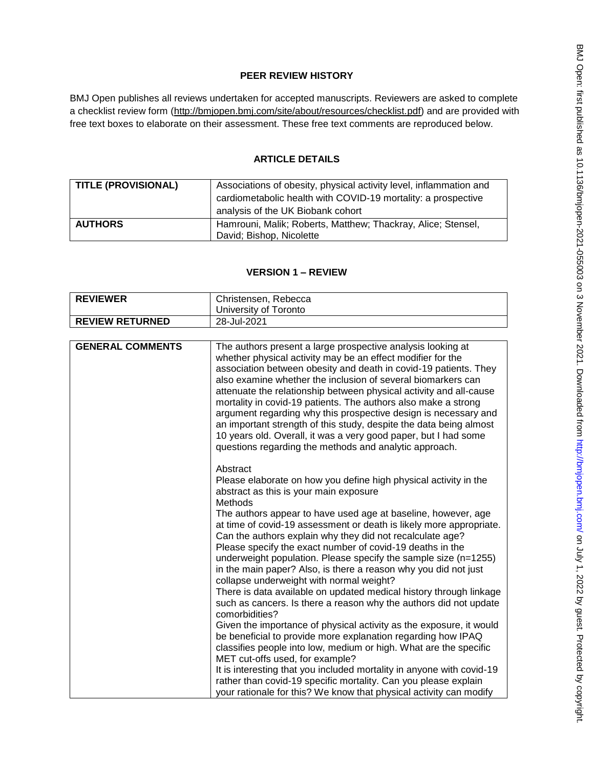## PEER REVIEW HISTORY

BMJ Open publishes all reviews undertaken for accepted manuscripts. Reviewers are asked to complete a checklist review form (http://bmjopen.bmj.com/site/about/resources/checklist.pdf) and are provided with free text boxes to elaborate on their assessment. These free text comments are reproduced below.

## ARTICLE DETAILS

| | |
|---|---|
| **TITLE (PROVISIONAL)** | Associations of obesity, physical activity level, inflammation and cardiometabolic health with COVID-19 mortality: a prospective analysis of the UK Biobank cohort |
| **AUTHORS** | Hamrouni, Malik; Roberts, Matthew; Thackray, Alice; Stensel, David; Bishop, Nicolette |

## VERSION 1 – REVIEW

| | |
|---|---|
| **REVIEWER** | Christensen, Rebecca<br>University of Toronto |
| **REVIEW RETURNED** | 28-Jul-2021 |

| | |
|---|---|
| **GENERAL COMMENTS** | The authors present a large prospective analysis looking at whether physical activity may be an effect modifier for the association between obesity and death in covid-19 patients. They also examine whether the inclusion of several biomarkers can attenuate the relationship between physical activity and all-cause mortality in covid-19 patients. The authors also make a strong argument regarding why this prospective design is necessary and an important strength of this study, despite the data being almost 10 years old. Overall, it was a very good paper, but I had some questions regarding the methods and analytic approach.<br><br>Abstract<br>Please elaborate on how you define high physical activity in the abstract as this is your main exposure<br>Methods<br>The authors appear to have used age at baseline, however, age at time of covid-19 assessment or death is likely more appropriate. Can the authors explain why they did not recalculate age?<br>Please specify the exact number of covid-19 deaths in the underweight population. Please specify the sample size (n=1255) in the main paper? Also, is there a reason why you did not just collapse underweight with normal weight?<br>There is data available on updated medical history through linkage such as cancers. Is there a reason why the authors did not update comorbidities?<br>Given the importance of physical activity as the exposure, it would be beneficial to provide more explanation regarding how IPAQ classifies people into low, medium or high. What are the specific MET cut-offs used, for example?<br>It is interesting that you included mortality in anyone with covid-19 rather than covid-19 specific mortality. Can you please explain your rationale for this? We know that physical activity can modify |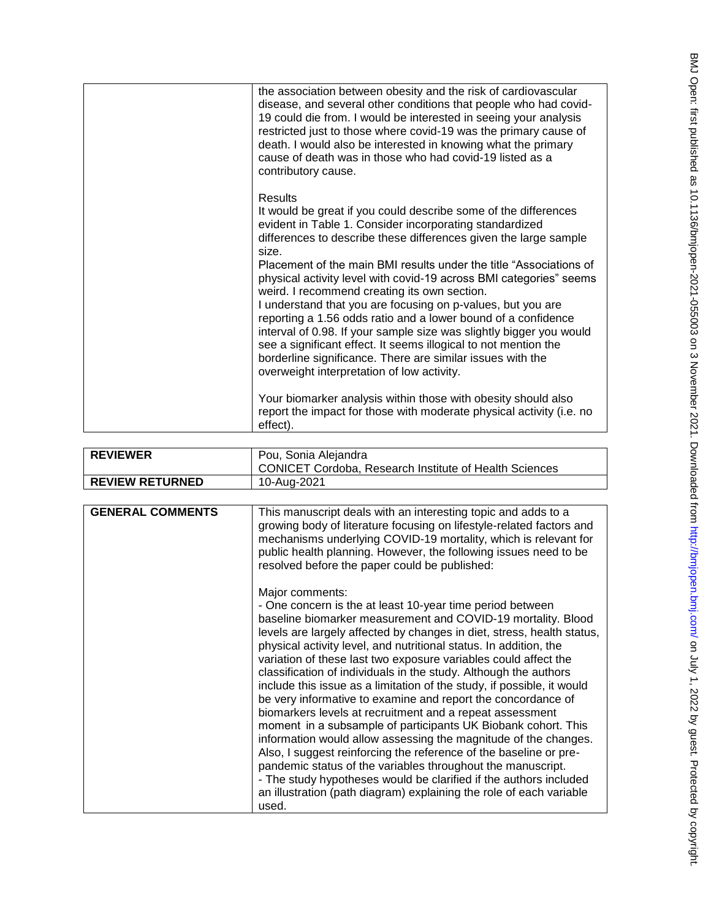| | |
|---|---|
| | the association between obesity and the risk of cardiovascular disease, and several other conditions that people who had covid-19 could die from. I would be interested in seeing your analysis restricted just to those where covid-19 was the primary cause of death. I would also be interested in knowing what the primary cause of death was in those who had covid-19 listed as a contributory cause.<br><br>Results<br>It would be great if you could describe some of the differences evident in Table 1. Consider incorporating standardized differences to describe these differences given the large sample size.<br>Placement of the main BMI results under the title "Associations of physical activity level with covid-19 across BMI categories" seems weird. I recommend creating its own section.<br>I understand that you are focusing on p-values, but you are reporting a 1.56 odds ratio and a lower bound of a confidence interval of 0.98. If your sample size was slightly bigger you would see a significant effect. It seems illogical to not mention the borderline significance. There are similar issues with the overweight interpretation of low activity.<br><br>Your biomarker analysis within those with obesity should also report the impact for those with moderate physical activity (i.e. no effect). |

| | |
|---|---|
| **REVIEWER** | Pou, Sonia Alejandra<br>CONICET Cordoba, Research Institute of Health Sciences |
| **REVIEW RETURNED** | 10-Aug-2021 |

| | |
|---|---|
| **GENERAL COMMENTS** | This manuscript deals with an interesting topic and adds to a growing body of literature focusing on lifestyle-related factors and mechanisms underlying COVID-19 mortality, which is relevant for public health planning. However, the following issues need to be resolved before the paper could be published:<br><br>Major comments:<br>- One concern is the at least 10-year time period between baseline biomarker measurement and COVID-19 mortality. Blood levels are largely affected by changes in diet, stress, health status, physical activity level, and nutritional status. In addition, the variation of these last two exposure variables could affect the classification of individuals in the study. Although the authors include this issue as a limitation of the study, if possible, it would be very informative to examine and report the concordance of biomarkers levels at recruitment and a repeat assessment moment in a subsample of participants UK Biobank cohort. This information would allow assessing the magnitude of the changes. Also, I suggest reinforcing the reference of the baseline or pre-pandemic status of the variables throughout the manuscript.<br>- The study hypotheses would be clarified if the authors included an illustration (path diagram) explaining the role of each variable used. |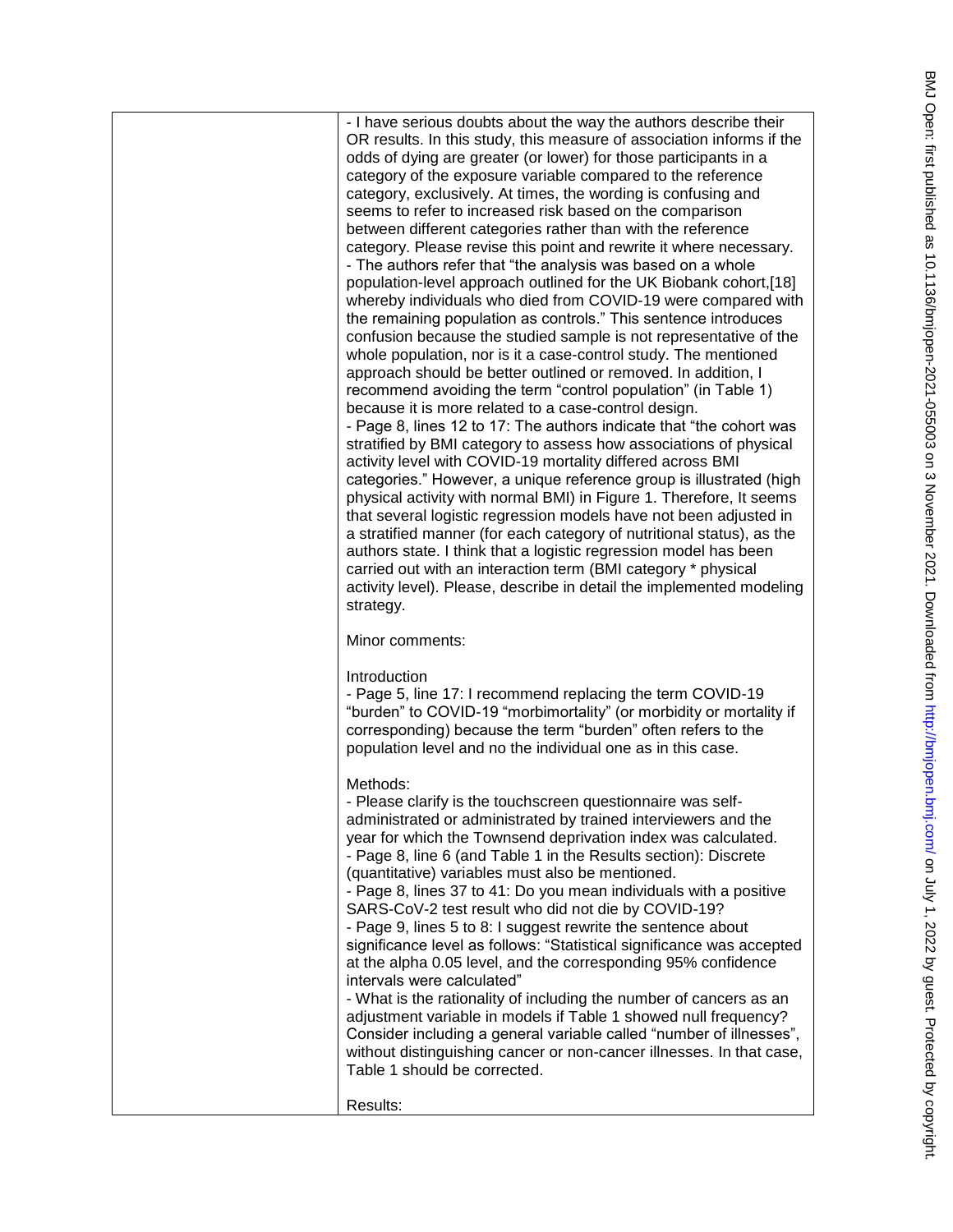- I have serious doubts about the way the authors describe their OR results. In this study, this measure of association informs if the odds of dying are greater (or lower) for those participants in a category of the exposure variable compared to the reference category, exclusively. At times, the wording is confusing and seems to refer to increased risk based on the comparison between different categories rather than with the reference category. Please revise this point and rewrite it where necessary.
- The authors refer that "the analysis was based on a whole population-level approach outlined for the UK Biobank cohort,[18] whereby individuals who died from COVID-19 were compared with the remaining population as controls." This sentence introduces confusion because the studied sample is not representative of the whole population, nor is it a case-control study. The mentioned approach should be better outlined or removed. In addition, I recommend avoiding the term "control population" (in Table 1) because it is more related to a case-control design.
- Page 8, lines 12 to 17: The authors indicate that "the cohort was stratified by BMI category to assess how associations of physical activity level with COVID-19 mortality differed across BMI categories." However, a unique reference group is illustrated (high physical activity with normal BMI) in Figure 1. Therefore, It seems that several logistic regression models have not been adjusted in a stratified manner (for each category of nutritional status), as the authors state. I think that a logistic regression model has been carried out with an interaction term (BMI category * physical activity level). Please, describe in detail the implemented modeling strategy.

Minor comments:

Introduction
- Page 5, line 17: I recommend replacing the term COVID-19 "burden" to COVID-19 "morbimortality" (or morbidity or mortality if corresponding) because the term "burden" often refers to the population level and no the individual one as in this case.

Methods:
- Please clarify is the touchscreen questionnaire was self-administrated or administrated by trained interviewers and the year for which the Townsend deprivation index was calculated.
- Page 8, line 6 (and Table 1 in the Results section): Discrete (quantitative) variables must also be mentioned.
- Page 8, lines 37 to 41: Do you mean individuals with a positive SARS-CoV-2 test result who did not die by COVID-19?
- Page 9, lines 5 to 8: I suggest rewrite the sentence about significance level as follows: "Statistical significance was accepted at the alpha 0.05 level, and the corresponding 95% confidence intervals were calculated"
- What is the rationality of including the number of cancers as an adjustment variable in models if Table 1 showed null frequency? Consider including a general variable called "number of illnesses", without distinguishing cancer or non-cancer illnesses. In that case, Table 1 should be corrected.

Results: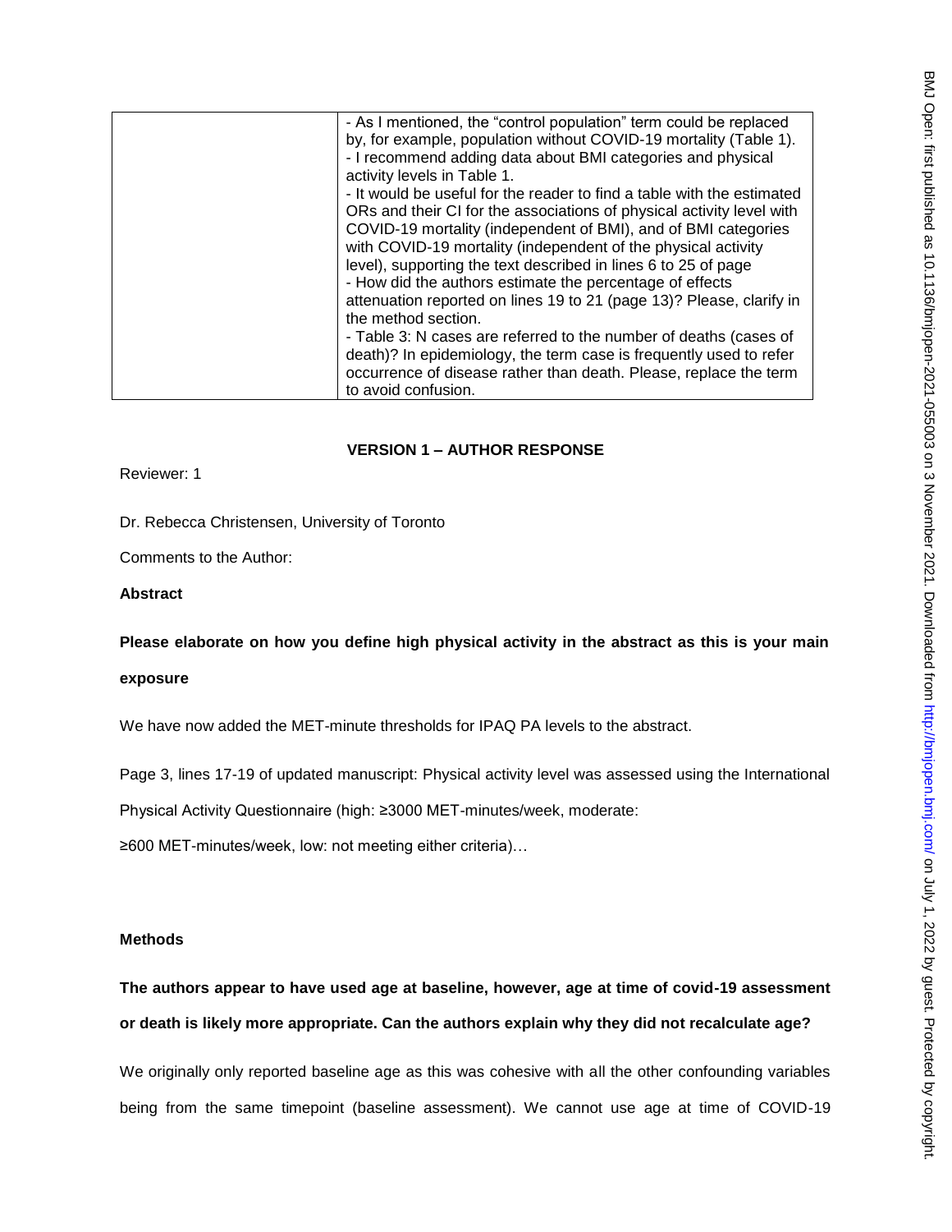| | - As I mentioned, the "control population" term could be replaced by, for example, population without COVID-19 mortality (Table 1).<br>- I recommend adding data about BMI categories and physical activity levels in Table 1.<br>- It would be useful for the reader to find a table with the estimated ORs and their CI for the associations of physical activity level with COVID-19 mortality (independent of BMI), and of BMI categories with COVID-19 mortality (independent of the physical activity level), supporting the text described in lines 6 to 25 of page<br>- How did the authors estimate the percentage of effects attenuation reported on lines 19 to 21 (page 13)? Please, clarify in the method section.<br>- Table 3: N cases are referred to the number of deaths (cases of death)? In epidemiology, the term case is frequently used to refer occurrence of disease rather than death. Please, replace the term to avoid confusion. |
|---|---|

## VERSION 1 – AUTHOR RESPONSE

Reviewer: 1

Dr. Rebecca Christensen, University of Toronto

Comments to the Author:

**Abstract**

**Please elaborate on how you define high physical activity in the abstract as this is your main exposure**

We have now added the MET-minute thresholds for IPAQ PA levels to the abstract.

Page 3, lines 17-19 of updated manuscript: Physical activity level was assessed using the International Physical Activity Questionnaire (high: ≥3000 MET-minutes/week, moderate: ≥600 MET-minutes/week, low: not meeting either criteria)…

**Methods**

**The authors appear to have used age at baseline, however, age at time of covid-19 assessment or death is likely more appropriate. Can the authors explain why they did not recalculate age?**

We originally only reported baseline age as this was cohesive with all the other confounding variables being from the same timepoint (baseline assessment). We cannot use age at time of COVID-19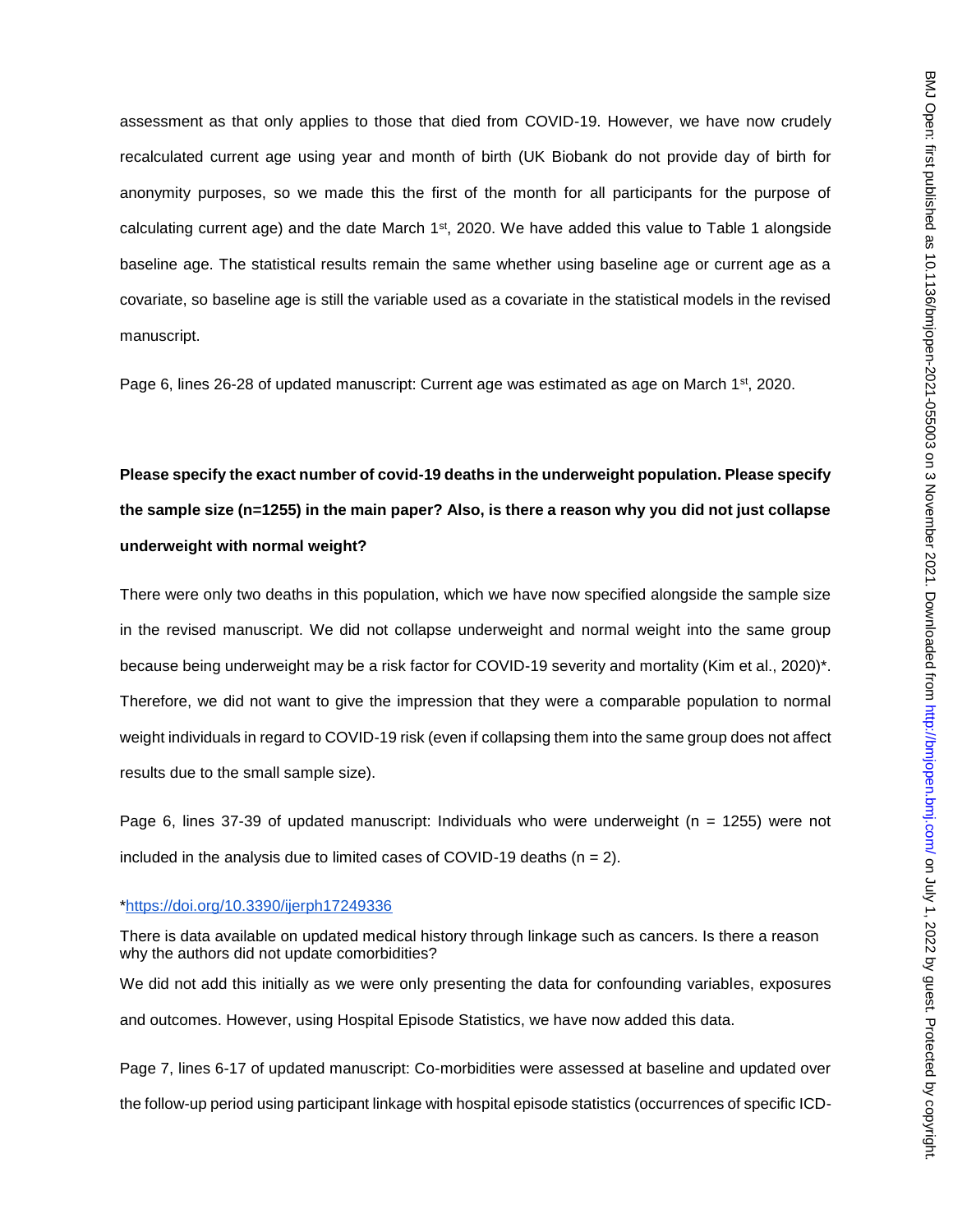assessment as that only applies to those that died from COVID-19. However, we have now crudely recalculated current age using year and month of birth (UK Biobank do not provide day of birth for anonymity purposes, so we made this the first of the month for all participants for the purpose of calculating current age) and the date March 1st, 2020. We have added this value to Table 1 alongside baseline age. The statistical results remain the same whether using baseline age or current age as a covariate, so baseline age is still the variable used as a covariate in the statistical models in the revised manuscript.

Page 6, lines 26-28 of updated manuscript: Current age was estimated as age on March 1st, 2020.

**Please specify the exact number of covid-19 deaths in the underweight population. Please specify the sample size (n=1255) in the main paper? Also, is there a reason why you did not just collapse underweight with normal weight?**

There were only two deaths in this population, which we have now specified alongside the sample size in the revised manuscript. We did not collapse underweight and normal weight into the same group because being underweight may be a risk factor for COVID-19 severity and mortality (Kim et al., 2020)*. Therefore, we did not want to give the impression that they were a comparable population to normal weight individuals in regard to COVID-19 risk (even if collapsing them into the same group does not affect results due to the small sample size).

Page 6, lines 37-39 of updated manuscript: Individuals who were underweight (n = 1255) were not included in the analysis due to limited cases of COVID-19 deaths (n = 2).

*https://doi.org/10.3390/ijerph17249336

There is data available on updated medical history through linkage such as cancers. Is there a reason why the authors did not update comorbidities?

We did not add this initially as we were only presenting the data for confounding variables, exposures and outcomes. However, using Hospital Episode Statistics, we have now added this data.

Page 7, lines 6-17 of updated manuscript: Co-morbidities were assessed at baseline and updated over the follow-up period using participant linkage with hospital episode statistics (occurrences of specific ICD-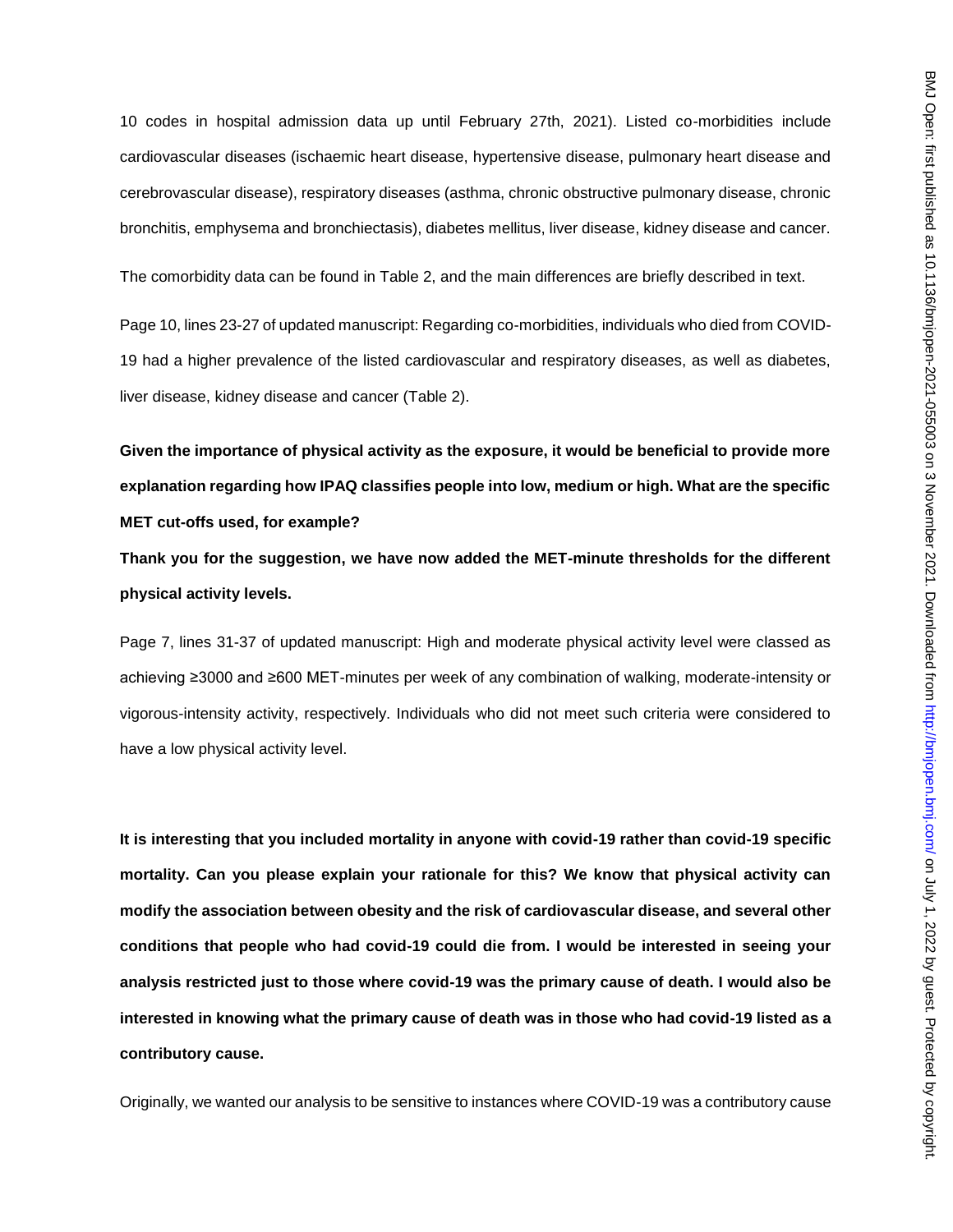10 codes in hospital admission data up until February 27th, 2021). Listed co-morbidities include cardiovascular diseases (ischaemic heart disease, hypertensive disease, pulmonary heart disease and cerebrovascular disease), respiratory diseases (asthma, chronic obstructive pulmonary disease, chronic bronchitis, emphysema and bronchiectasis), diabetes mellitus, liver disease, kidney disease and cancer.

The comorbidity data can be found in Table 2, and the main differences are briefly described in text.

Page 10, lines 23-27 of updated manuscript: Regarding co-morbidities, individuals who died from COVID-19 had a higher prevalence of the listed cardiovascular and respiratory diseases, as well as diabetes, liver disease, kidney disease and cancer (Table 2).

**Given the importance of physical activity as the exposure, it would be beneficial to provide more explanation regarding how IPAQ classifies people into low, medium or high. What are the specific MET cut-offs used, for example?**

**Thank you for the suggestion, we have now added the MET-minute thresholds for the different physical activity levels.**

Page 7, lines 31-37 of updated manuscript: High and moderate physical activity level were classed as achieving ≥3000 and ≥600 MET-minutes per week of any combination of walking, moderate-intensity or vigorous-intensity activity, respectively. Individuals who did not meet such criteria were considered to have a low physical activity level.

**It is interesting that you included mortality in anyone with covid-19 rather than covid-19 specific mortality. Can you please explain your rationale for this? We know that physical activity can modify the association between obesity and the risk of cardiovascular disease, and several other conditions that people who had covid-19 could die from. I would be interested in seeing your analysis restricted just to those where covid-19 was the primary cause of death. I would also be interested in knowing what the primary cause of death was in those who had covid-19 listed as a contributory cause.**

Originally, we wanted our analysis to be sensitive to instances where COVID-19 was a contributory cause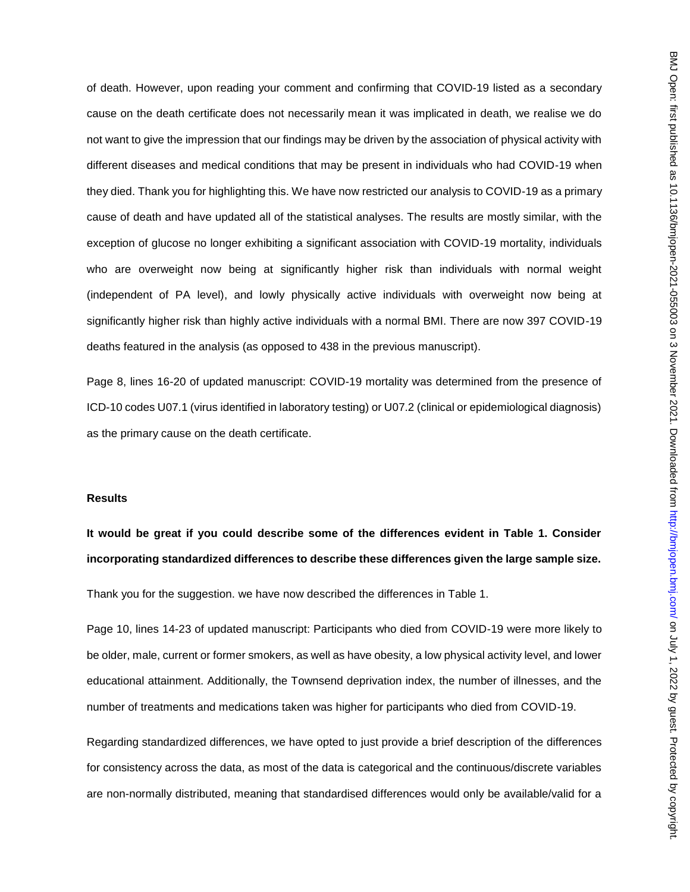of death. However, upon reading your comment and confirming that COVID-19 listed as a secondary cause on the death certificate does not necessarily mean it was implicated in death, we realise we do not want to give the impression that our findings may be driven by the association of physical activity with different diseases and medical conditions that may be present in individuals who had COVID-19 when they died. Thank you for highlighting this. We have now restricted our analysis to COVID-19 as a primary cause of death and have updated all of the statistical analyses. The results are mostly similar, with the exception of glucose no longer exhibiting a significant association with COVID-19 mortality, individuals who are overweight now being at significantly higher risk than individuals with normal weight (independent of PA level), and lowly physically active individuals with overweight now being at significantly higher risk than highly active individuals with a normal BMI. There are now 397 COVID-19 deaths featured in the analysis (as opposed to 438 in the previous manuscript).

Page 8, lines 16-20 of updated manuscript: COVID-19 mortality was determined from the presence of ICD-10 codes U07.1 (virus identified in laboratory testing) or U07.2 (clinical or epidemiological diagnosis) as the primary cause on the death certificate.

**Results**

**It would be great if you could describe some of the differences evident in Table 1. Consider incorporating standardized differences to describe these differences given the large sample size.**

Thank you for the suggestion. we have now described the differences in Table 1.

Page 10, lines 14-23 of updated manuscript: Participants who died from COVID-19 were more likely to be older, male, current or former smokers, as well as have obesity, a low physical activity level, and lower educational attainment. Additionally, the Townsend deprivation index, the number of illnesses, and the number of treatments and medications taken was higher for participants who died from COVID-19.

Regarding standardized differences, we have opted to just provide a brief description of the differences for consistency across the data, as most of the data is categorical and the continuous/discrete variables are non-normally distributed, meaning that standardised differences would only be available/valid for a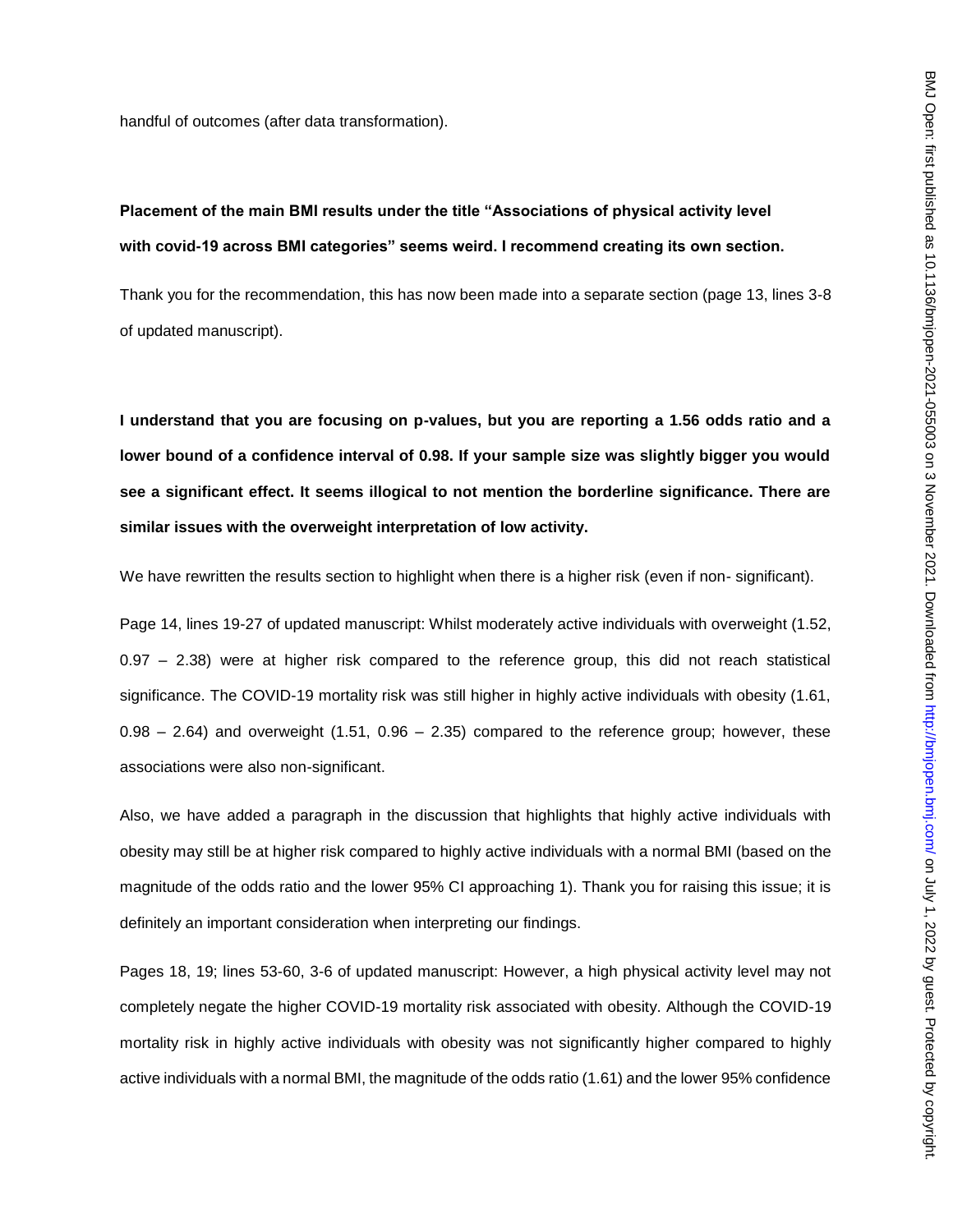handful of outcomes (after data transformation).

**Placement of the main BMI results under the title "Associations of physical activity level with covid-19 across BMI categories" seems weird. I recommend creating its own section.**

Thank you for the recommendation, this has now been made into a separate section (page 13, lines 3-8 of updated manuscript).

**I understand that you are focusing on p-values, but you are reporting a 1.56 odds ratio and a lower bound of a confidence interval of 0.98. If your sample size was slightly bigger you would see a significant effect. It seems illogical to not mention the borderline significance. There are similar issues with the overweight interpretation of low activity.**

We have rewritten the results section to highlight when there is a higher risk (even if non- significant).

Page 14, lines 19-27 of updated manuscript: Whilst moderately active individuals with overweight (1.52, 0.97 – 2.38) were at higher risk compared to the reference group, this did not reach statistical significance. The COVID-19 mortality risk was still higher in highly active individuals with obesity (1.61, 0.98 – 2.64) and overweight (1.51, 0.96 – 2.35) compared to the reference group; however, these associations were also non-significant.

Also, we have added a paragraph in the discussion that highlights that highly active individuals with obesity may still be at higher risk compared to highly active individuals with a normal BMI (based on the magnitude of the odds ratio and the lower 95% CI approaching 1). Thank you for raising this issue; it is definitely an important consideration when interpreting our findings.

Pages 18, 19; lines 53-60, 3-6 of updated manuscript: However, a high physical activity level may not completely negate the higher COVID-19 mortality risk associated with obesity. Although the COVID-19 mortality risk in highly active individuals with obesity was not significantly higher compared to highly active individuals with a normal BMI, the magnitude of the odds ratio (1.61) and the lower 95% confidence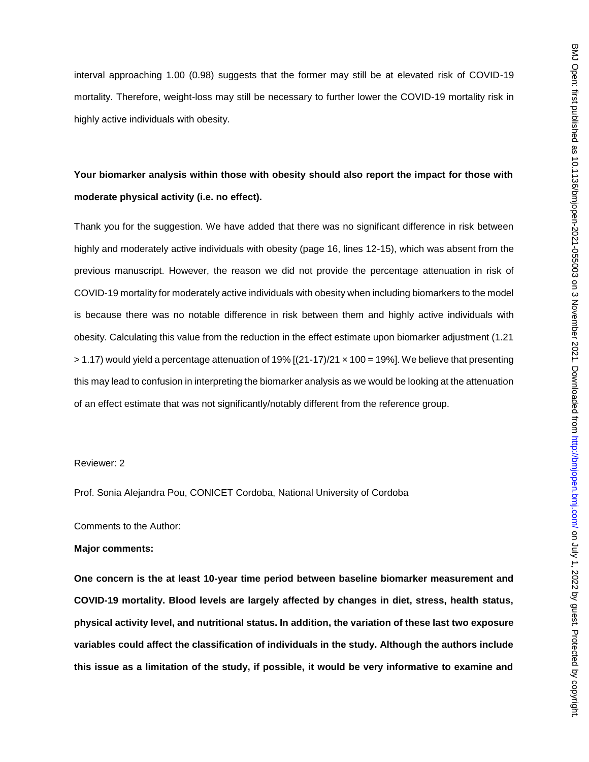interval approaching 1.00 (0.98) suggests that the former may still be at elevated risk of COVID-19 mortality. Therefore, weight-loss may still be necessary to further lower the COVID-19 mortality risk in highly active individuals with obesity.

**Your biomarker analysis within those with obesity should also report the impact for those with moderate physical activity (i.e. no effect).**

Thank you for the suggestion. We have added that there was no significant difference in risk between highly and moderately active individuals with obesity (page 16, lines 12-15), which was absent from the previous manuscript. However, the reason we did not provide the percentage attenuation in risk of COVID-19 mortality for moderately active individuals with obesity when including biomarkers to the model is because there was no notable difference in risk between them and highly active individuals with obesity. Calculating this value from the reduction in the effect estimate upon biomarker adjustment (1.21 > 1.17) would yield a percentage attenuation of 19% [(21-17)/21 × 100 = 19%]. We believe that presenting this may lead to confusion in interpreting the biomarker analysis as we would be looking at the attenuation of an effect estimate that was not significantly/notably different from the reference group.

Reviewer: 2

Prof. Sonia Alejandra Pou, CONICET Cordoba, National University of Cordoba

Comments to the Author:

**Major comments:**

**One concern is the at least 10-year time period between baseline biomarker measurement and COVID-19 mortality. Blood levels are largely affected by changes in diet, stress, health status, physical activity level, and nutritional status. In addition, the variation of these last two exposure variables could affect the classification of individuals in the study. Although the authors include this issue as a limitation of the study, if possible, it would be very informative to examine and**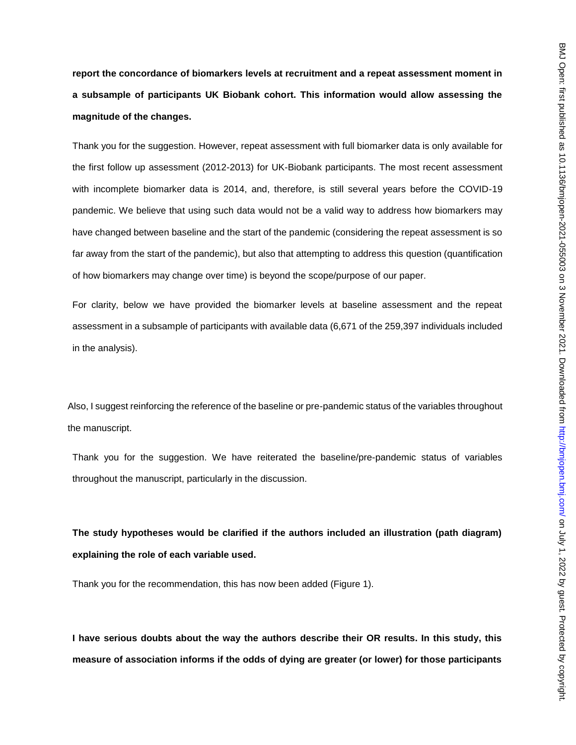**report the concordance of biomarkers levels at recruitment and a repeat assessment moment in a subsample of participants UK Biobank cohort. This information would allow assessing the magnitude of the changes.**

Thank you for the suggestion. However, repeat assessment with full biomarker data is only available for the first follow up assessment (2012-2013) for UK-Biobank participants. The most recent assessment with incomplete biomarker data is 2014, and, therefore, is still several years before the COVID-19 pandemic. We believe that using such data would not be a valid way to address how biomarkers may have changed between baseline and the start of the pandemic (considering the repeat assessment is so far away from the start of the pandemic), but also that attempting to address this question (quantification of how biomarkers may change over time) is beyond the scope/purpose of our paper.

For clarity, below we have provided the biomarker levels at baseline assessment and the repeat assessment in a subsample of participants with available data (6,671 of the 259,397 individuals included in the analysis).

Also, I suggest reinforcing the reference of the baseline or pre-pandemic status of the variables throughout the manuscript.

Thank you for the suggestion. We have reiterated the baseline/pre-pandemic status of variables throughout the manuscript, particularly in the discussion.

**The study hypotheses would be clarified if the authors included an illustration (path diagram) explaining the role of each variable used.**

Thank you for the recommendation, this has now been added (Figure 1).

**I have serious doubts about the way the authors describe their OR results. In this study, this measure of association informs if the odds of dying are greater (or lower) for those participants**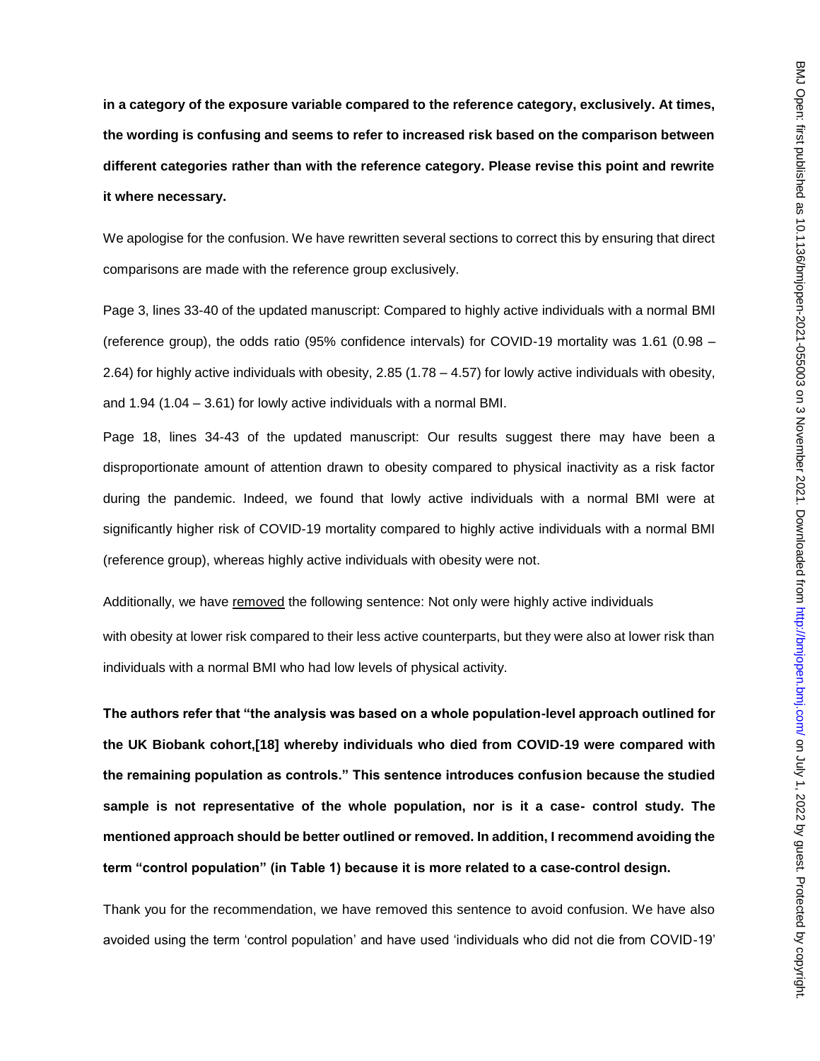**in a category of the exposure variable compared to the reference category, exclusively. At times, the wording is confusing and seems to refer to increased risk based on the comparison between different categories rather than with the reference category. Please revise this point and rewrite it where necessary.**

We apologise for the confusion. We have rewritten several sections to correct this by ensuring that direct comparisons are made with the reference group exclusively.

Page 3, lines 33-40 of the updated manuscript: Compared to highly active individuals with a normal BMI (reference group), the odds ratio (95% confidence intervals) for COVID-19 mortality was 1.61 (0.98 – 2.64) for highly active individuals with obesity, 2.85 (1.78 – 4.57) for lowly active individuals with obesity, and 1.94 (1.04 – 3.61) for lowly active individuals with a normal BMI.

Page 18, lines 34-43 of the updated manuscript: Our results suggest there may have been a disproportionate amount of attention drawn to obesity compared to physical inactivity as a risk factor during the pandemic. Indeed, we found that lowly active individuals with a normal BMI were at significantly higher risk of COVID-19 mortality compared to highly active individuals with a normal BMI (reference group), whereas highly active individuals with obesity were not.

Additionally, we have <u>removed</u> the following sentence: Not only were highly active individuals with obesity at lower risk compared to their less active counterparts, but they were also at lower risk than individuals with a normal BMI who had low levels of physical activity.

**The authors refer that "the analysis was based on a whole population-level approach outlined for the UK Biobank cohort,[18] whereby individuals who died from COVID-19 were compared with the remaining population as controls." This sentence introduces confusion because the studied sample is not representative of the whole population, nor is it a case- control study. The mentioned approach should be better outlined or removed. In addition, I recommend avoiding the term "control population" (in Table 1) because it is more related to a case-control design.**

Thank you for the recommendation, we have removed this sentence to avoid confusion. We have also avoided using the term 'control population' and have used 'individuals who did not die from COVID-19'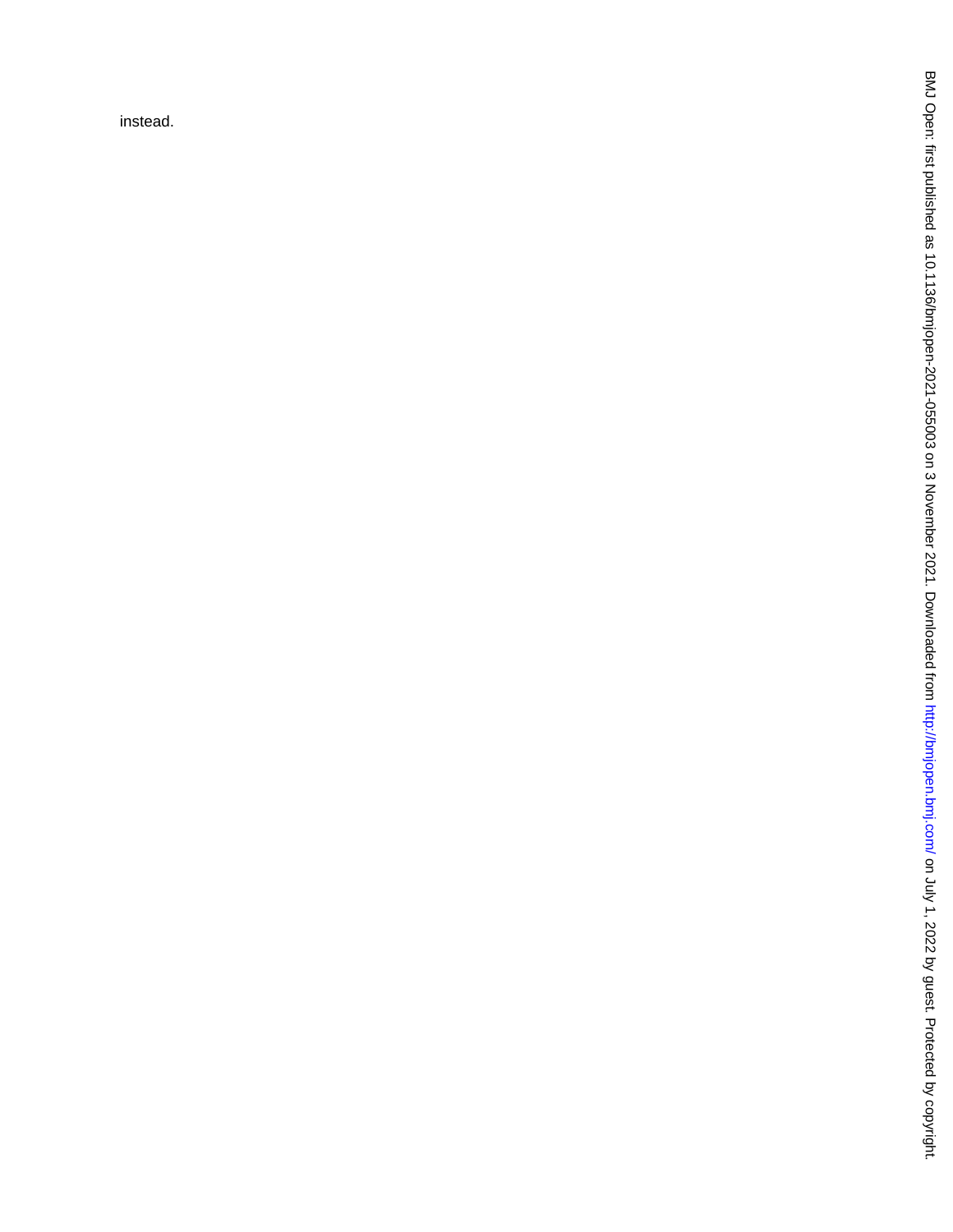instead.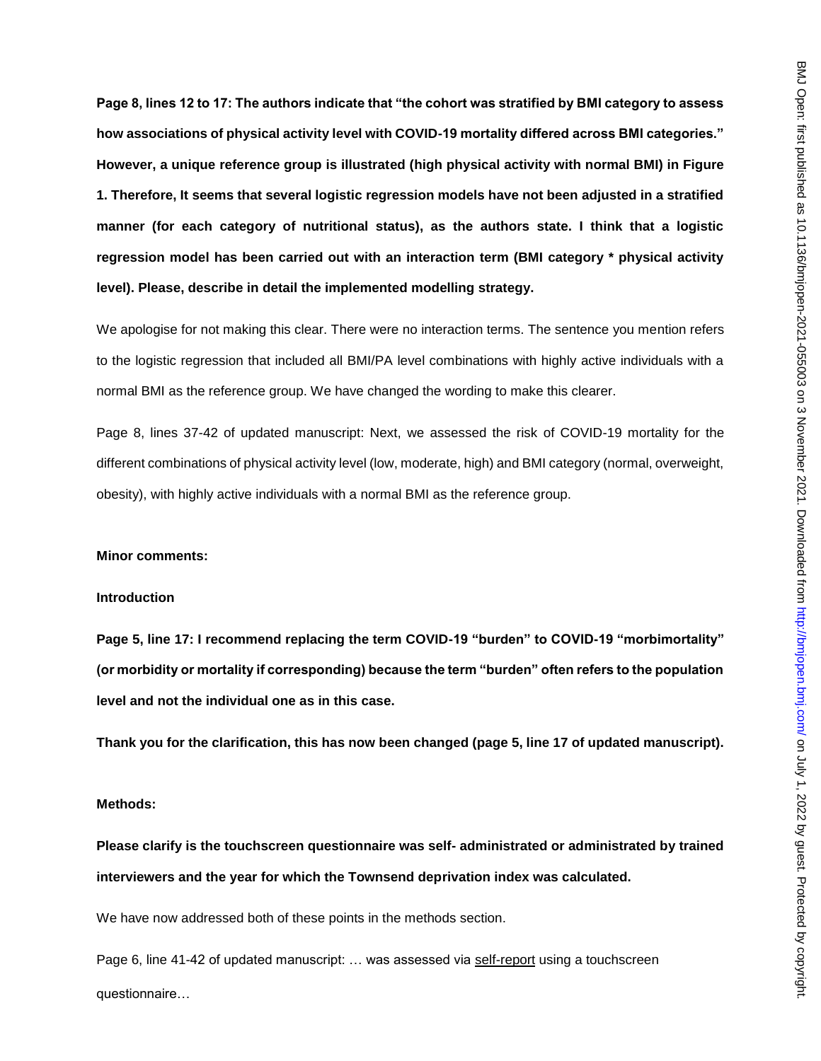**Page 8, lines 12 to 17: The authors indicate that "the cohort was stratified by BMI category to assess how associations of physical activity level with COVID-19 mortality differed across BMI categories." However, a unique reference group is illustrated (high physical activity with normal BMI) in Figure 1. Therefore, It seems that several logistic regression models have not been adjusted in a stratified manner (for each category of nutritional status), as the authors state. I think that a logistic regression model has been carried out with an interaction term (BMI category * physical activity level). Please, describe in detail the implemented modelling strategy.**

We apologise for not making this clear. There were no interaction terms. The sentence you mention refers to the logistic regression that included all BMI/PA level combinations with highly active individuals with a normal BMI as the reference group. We have changed the wording to make this clearer.

Page 8, lines 37-42 of updated manuscript: Next, we assessed the risk of COVID-19 mortality for the different combinations of physical activity level (low, moderate, high) and BMI category (normal, overweight, obesity), with highly active individuals with a normal BMI as the reference group.

**Minor comments:**

**Introduction**

**Page 5, line 17: I recommend replacing the term COVID-19 "burden" to COVID-19 "morbimortality" (or morbidity or mortality if corresponding) because the term "burden" often refers to the population level and not the individual one as in this case.**

**Thank you for the clarification, this has now been changed (page 5, line 17 of updated manuscript).**

**Methods:**

**Please clarify is the touchscreen questionnaire was self- administrated or administrated by trained interviewers and the year for which the Townsend deprivation index was calculated.**

We have now addressed both of these points in the methods section.

Page 6, line 41-42 of updated manuscript: … was assessed via <u>self-report</u> using a touchscreen questionnaire…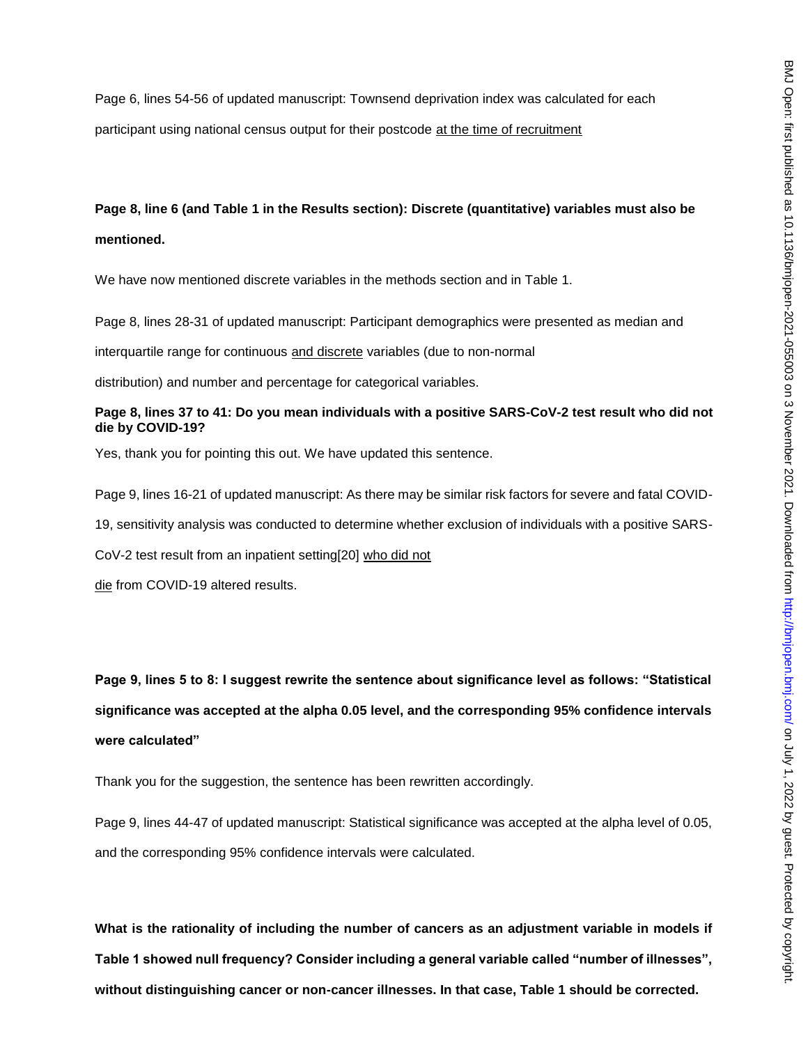Page 6, lines 54-56 of updated manuscript: Townsend deprivation index was calculated for each participant using national census output for their postcode at the time of recruitment

**Page 8, line 6 (and Table 1 in the Results section): Discrete (quantitative) variables must also be mentioned.**

We have now mentioned discrete variables in the methods section and in Table 1.

Page 8, lines 28-31 of updated manuscript: Participant demographics were presented as median and interquartile range for continuous and discrete variables (due to non-normal distribution) and number and percentage for categorical variables.

**Page 8, lines 37 to 41: Do you mean individuals with a positive SARS-CoV-2 test result who did not die by COVID-19?**

Yes, thank you for pointing this out. We have updated this sentence.

Page 9, lines 16-21 of updated manuscript: As there may be similar risk factors for severe and fatal COVID-19, sensitivity analysis was conducted to determine whether exclusion of individuals with a positive SARS-CoV-2 test result from an inpatient setting[20] who did not die from COVID-19 altered results.

**Page 9, lines 5 to 8: I suggest rewrite the sentence about significance level as follows: "Statistical significance was accepted at the alpha 0.05 level, and the corresponding 95% confidence intervals were calculated"**

Thank you for the suggestion, the sentence has been rewritten accordingly.

Page 9, lines 44-47 of updated manuscript: Statistical significance was accepted at the alpha level of 0.05, and the corresponding 95% confidence intervals were calculated.

**What is the rationality of including the number of cancers as an adjustment variable in models if Table 1 showed null frequency? Consider including a general variable called "number of illnesses", without distinguishing cancer or non-cancer illnesses. In that case, Table 1 should be corrected.**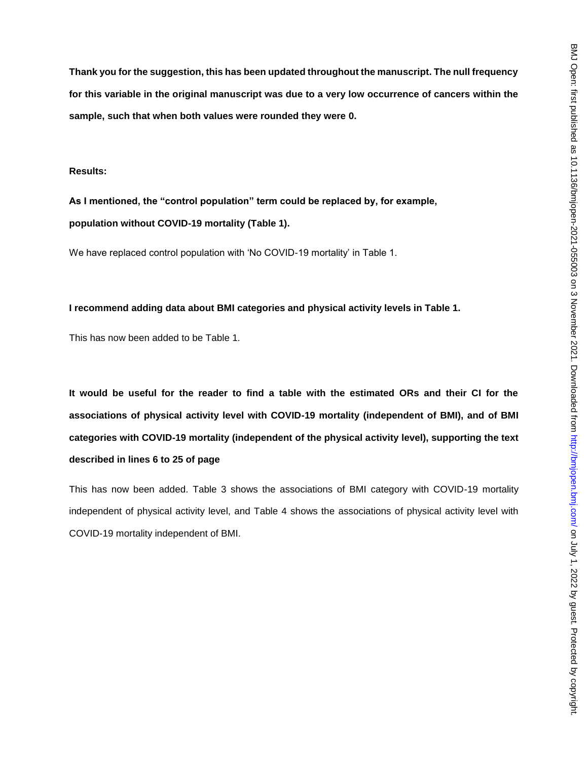**Thank you for the suggestion, this has been updated throughout the manuscript. The null frequency for this variable in the original manuscript was due to a very low occurrence of cancers within the sample, such that when both values were rounded they were 0.**

**Results:**

**As I mentioned, the "control population" term could be replaced by, for example, population without COVID-19 mortality (Table 1).**

We have replaced control population with 'No COVID-19 mortality' in Table 1.

**I recommend adding data about BMI categories and physical activity levels in Table 1.**

This has now been added to be Table 1.

**It would be useful for the reader to find a table with the estimated ORs and their CI for the associations of physical activity level with COVID-19 mortality (independent of BMI), and of BMI categories with COVID-19 mortality (independent of the physical activity level), supporting the text described in lines 6 to 25 of page**

This has now been added. Table 3 shows the associations of BMI category with COVID-19 mortality independent of physical activity level, and Table 4 shows the associations of physical activity level with COVID-19 mortality independent of BMI.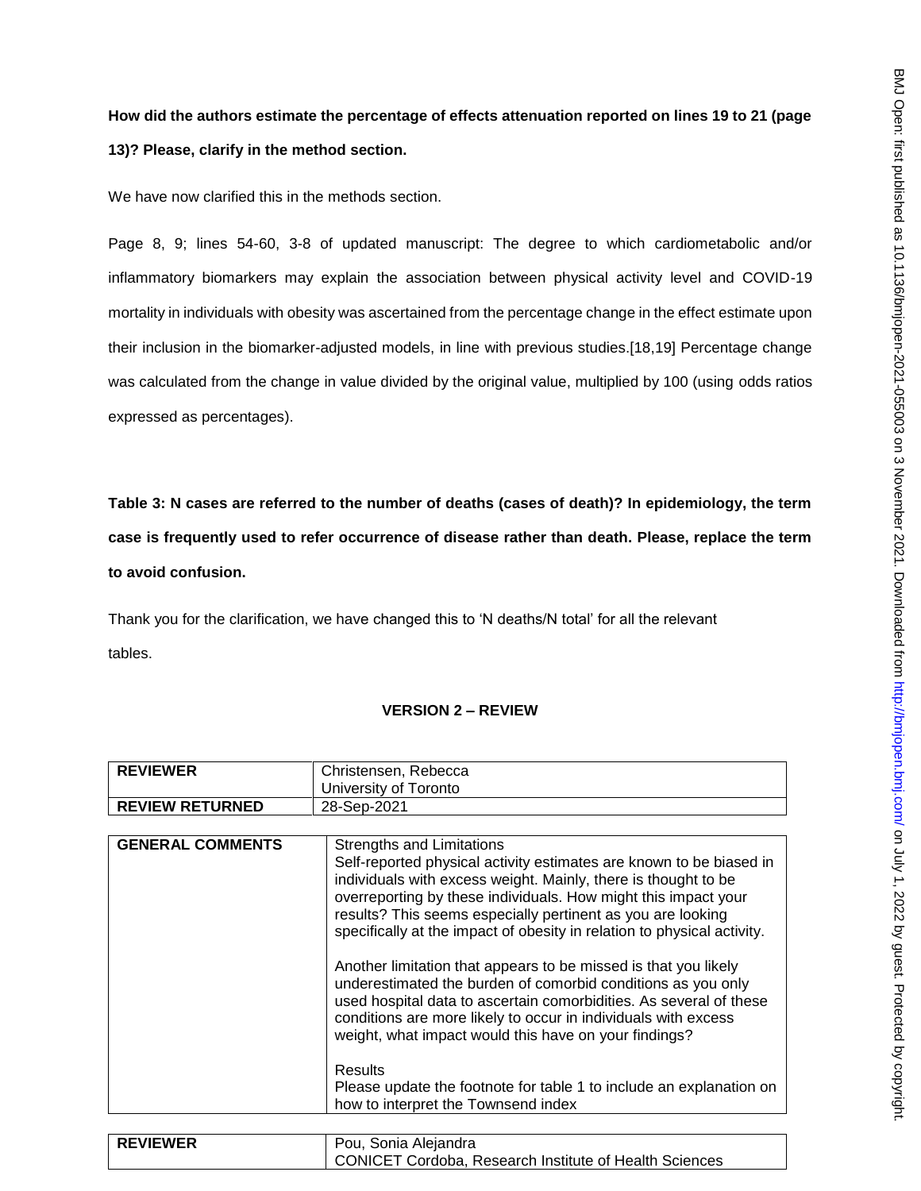**How did the authors estimate the percentage of effects attenuation reported on lines 19 to 21 (page 13)? Please, clarify in the method section.**

We have now clarified this in the methods section.

Page 8, 9; lines 54-60, 3-8 of updated manuscript: The degree to which cardiometabolic and/or inflammatory biomarkers may explain the association between physical activity level and COVID-19 mortality in individuals with obesity was ascertained from the percentage change in the effect estimate upon their inclusion in the biomarker-adjusted models, in line with previous studies.[18,19] Percentage change was calculated from the change in value divided by the original value, multiplied by 100 (using odds ratios expressed as percentages).

**Table 3: N cases are referred to the number of deaths (cases of death)? In epidemiology, the term case is frequently used to refer occurrence of disease rather than death. Please, replace the term to avoid confusion.**

Thank you for the clarification, we have changed this to 'N deaths/N total' for all the relevant tables.

## VERSION 2 – REVIEW

| REVIEWER | Christensen, Rebecca<br>University of Toronto |
|---|---|
| REVIEW RETURNED | 28-Sep-2021 |

| GENERAL COMMENTS | Strengths and Limitations<br>Self-reported physical activity estimates are known to be biased in individuals with excess weight. Mainly, there is thought to be overreporting by these individuals. How might this impact your results? This seems especially pertinent as you are looking specifically at the impact of obesity in relation to physical activity.<br><br>Another limitation that appears to be missed is that you likely underestimated the burden of comorbid conditions as you only used hospital data to ascertain comorbidities. As several of these conditions are more likely to occur in individuals with excess weight, what impact would this have on your findings?<br><br>Results<br>Please update the footnote for table 1 to include an explanation on how to interpret the Townsend index |
|---|---|

| REVIEWER | Pou, Sonia Alejandra<br>CONICET Cordoba, Research Institute of Health Sciences |
|---|---|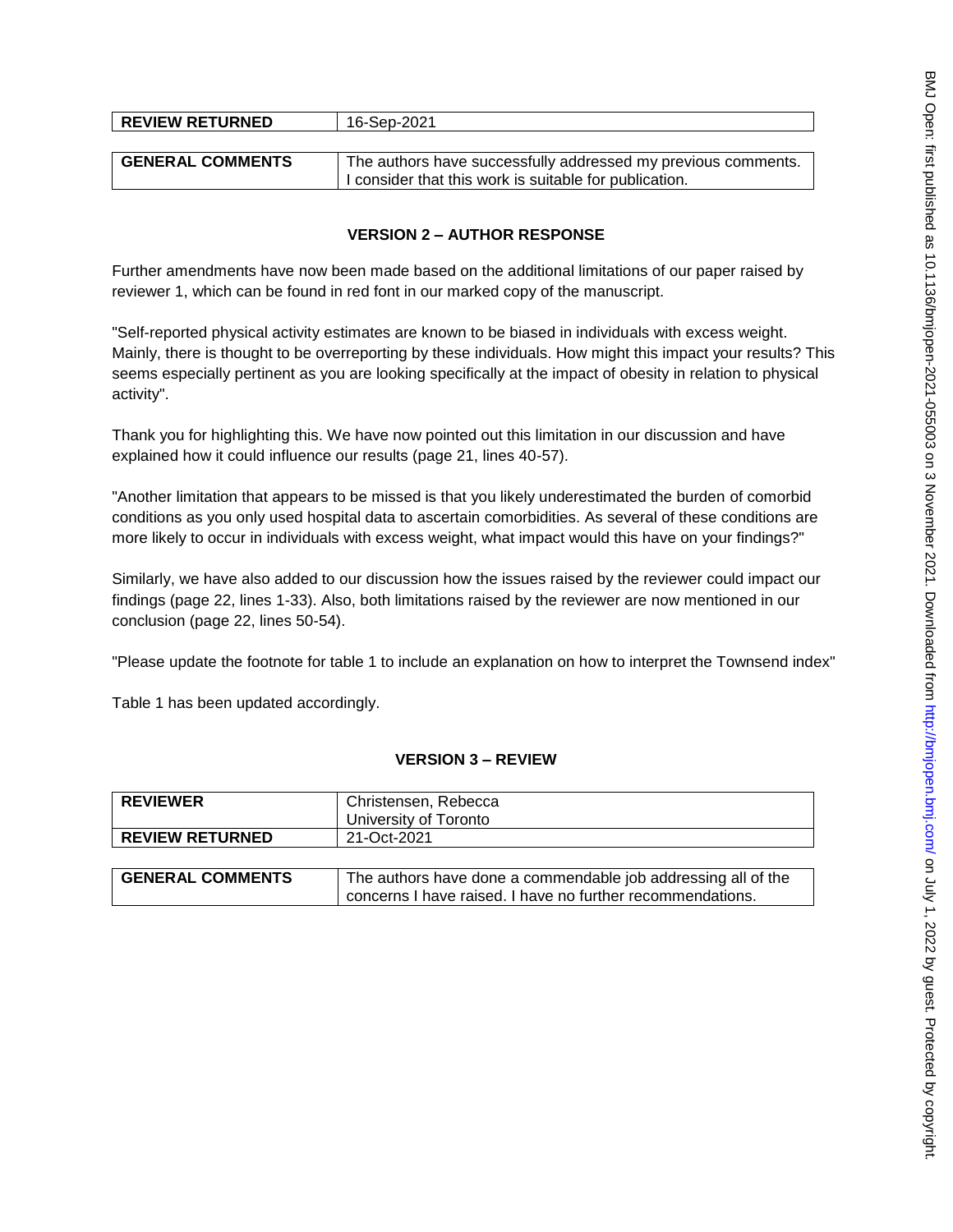| | |
|---|---|
| **REVIEW RETURNED** | 16-Sep-2021 |

| | |
|---|---|
| **GENERAL COMMENTS** | The authors have successfully addressed my previous comments. I consider that this work is suitable for publication. |

## VERSION 2 – AUTHOR RESPONSE

Further amendments have now been made based on the additional limitations of our paper raised by reviewer 1, which can be found in red font in our marked copy of the manuscript.

"Self-reported physical activity estimates are known to be biased in individuals with excess weight. Mainly, there is thought to be overreporting by these individuals. How might this impact your results? This seems especially pertinent as you are looking specifically at the impact of obesity in relation to physical activity".

Thank you for highlighting this. We have now pointed out this limitation in our discussion and have explained how it could influence our results (page 21, lines 40-57).

"Another limitation that appears to be missed is that you likely underestimated the burden of comorbid conditions as you only used hospital data to ascertain comorbidities. As several of these conditions are more likely to occur in individuals with excess weight, what impact would this have on your findings?"

Similarly, we have also added to our discussion how the issues raised by the reviewer could impact our findings (page 22, lines 1-33). Also, both limitations raised by the reviewer are now mentioned in our conclusion (page 22, lines 50-54).

"Please update the footnote for table 1 to include an explanation on how to interpret the Townsend index"

Table 1 has been updated accordingly.

## VERSION 3 – REVIEW

| | |
|---|---|
| **REVIEWER** | Christensen, Rebecca<br>University of Toronto |
| **REVIEW RETURNED** | 21-Oct-2021 |

| | |
|---|---|
| **GENERAL COMMENTS** | The authors have done a commendable job addressing all of the concerns I have raised. I have no further recommendations. |